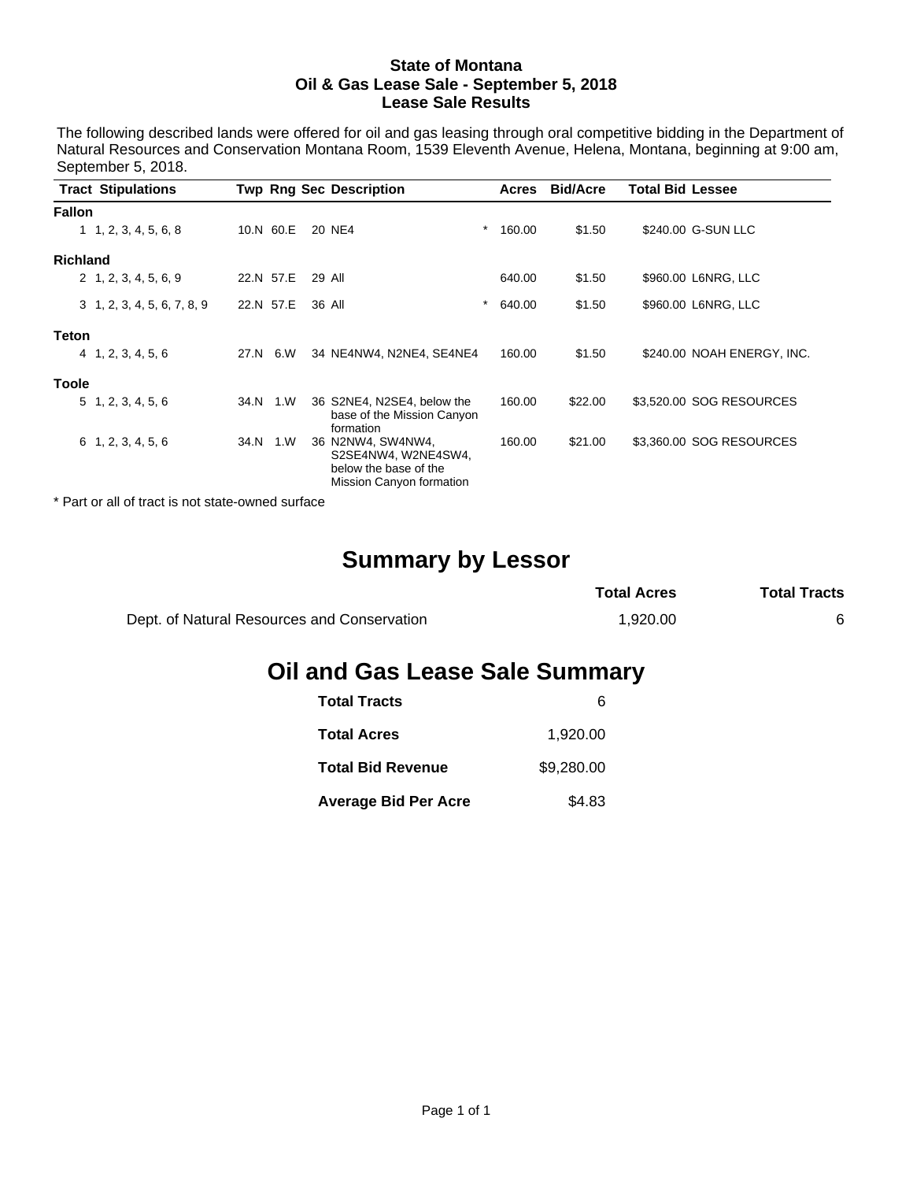**State of Montana**
**Oil & Gas Lease Sale - September 5, 2018**
**Lease Sale Results**

The following described lands were offered for oil and gas leasing through oral competitive bidding in the Department of Natural Resources and Conservation Montana Room, 1539 Eleventh Avenue, Helena, Montana, beginning at 9:00 am, September 5, 2018.

| Tract | Stipulations | Twp | Rng | Sec | Description | | Acres | Bid/Acre | Total Bid | Lessee |
|---|---|---|---|---|---|---|---|---|---|---|
| **Fallon** | | | | | | | | | | |
| 1 | 1, 2, 3, 4, 5, 6, 8 | 10.N | 60.E | 20 | NE4 | * | 160.00 | $1.50 | $240.00 | G-SUN LLC |
| **Richland** | | | | | | | | | | |
| 2 | 1, 2, 3, 4, 5, 6, 9 | 22.N | 57.E | 29 | All | | 640.00 | $1.50 | $960.00 | L6NRG, LLC |
| 3 | 1, 2, 3, 4, 5, 6, 7, 8, 9 | 22.N | 57.E | 36 | All | * | 640.00 | $1.50 | $960.00 | L6NRG, LLC |
| **Teton** | | | | | | | | | | |
| 4 | 1, 2, 3, 4, 5, 6 | 27.N | 6.W | 34 | NE4NW4, N2NE4, SE4NE4 | | 160.00 | $1.50 | $240.00 | NOAH ENERGY, INC. |
| **Toole** | | | | | | | | | | |
| 5 | 1, 2, 3, 4, 5, 6 | 34.N | 1.W | 36 | S2NE4, N2SE4, below the base of the Mission Canyon formation | | 160.00 | $22.00 | $3,520.00 | SOG RESOURCES |
| 6 | 1, 2, 3, 4, 5, 6 | 34.N | 1.W | 36 | N2NW4, SW4NW4, S2SE4NW4, W2NE4SW4, below the base of the Mission Canyon formation | | 160.00 | $21.00 | $3,360.00 | SOG RESOURCES |

\* Part or all of tract is not state-owned surface

# Summary by Lessor

| | Total Acres | Total Tracts |
|---|---|---|
| Dept. of Natural Resources and Conservation | 1,920.00 | 6 |

# Oil and Gas Lease Sale Summary

| | |
|---|---|
| **Total Tracts** | 6 |
| **Total Acres** | 1,920.00 |
| **Total Bid Revenue** | $9,280.00 |
| **Average Bid Per Acre** | $4.83 |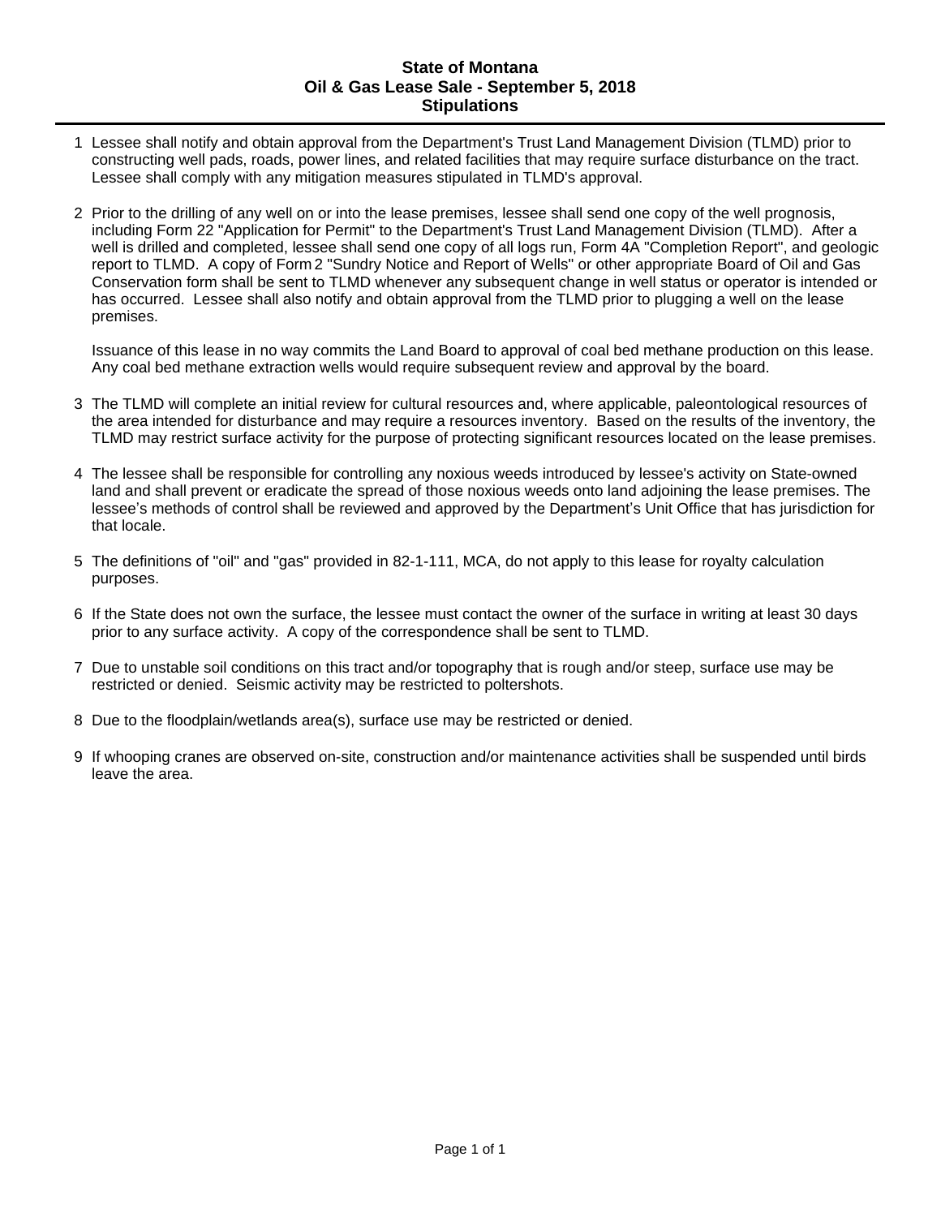**State of Montana**
**Oil & Gas Lease Sale - September 5, 2018**
**Stipulations**

---

1 Lessee shall notify and obtain approval from the Department's Trust Land Management Division (TLMD) prior to constructing well pads, roads, power lines, and related facilities that may require surface disturbance on the tract. Lessee shall comply with any mitigation measures stipulated in TLMD's approval.

2 Prior to the drilling of any well on or into the lease premises, lessee shall send one copy of the well prognosis, including Form 22 "Application for Permit" to the Department's Trust Land Management Division (TLMD). After a well is drilled and completed, lessee shall send one copy of all logs run, Form 4A "Completion Report", and geologic report to TLMD. A copy of Form 2 "Sundry Notice and Report of Wells" or other appropriate Board of Oil and Gas Conservation form shall be sent to TLMD whenever any subsequent change in well status or operator is intended or has occurred. Lessee shall also notify and obtain approval from the TLMD prior to plugging a well on the lease premises.

   Issuance of this lease in no way commits the Land Board to approval of coal bed methane production on this lease. Any coal bed methane extraction wells would require subsequent review and approval by the board.

3 The TLMD will complete an initial review for cultural resources and, where applicable, paleontological resources of the area intended for disturbance and may require a resources inventory. Based on the results of the inventory, the TLMD may restrict surface activity for the purpose of protecting significant resources located on the lease premises.

4 The lessee shall be responsible for controlling any noxious weeds introduced by lessee's activity on State-owned land and shall prevent or eradicate the spread of those noxious weeds onto land adjoining the lease premises. The lessee's methods of control shall be reviewed and approved by the Department's Unit Office that has jurisdiction for that locale.

5 The definitions of "oil" and "gas" provided in 82-1-111, MCA, do not apply to this lease for royalty calculation purposes.

6 If the State does not own the surface, the lessee must contact the owner of the surface in writing at least 30 days prior to any surface activity. A copy of the correspondence shall be sent to TLMD.

7 Due to unstable soil conditions on this tract and/or topography that is rough and/or steep, surface use may be restricted or denied. Seismic activity may be restricted to poltershots.

8 Due to the floodplain/wetlands area(s), surface use may be restricted or denied.

9 If whooping cranes are observed on-site, construction and/or maintenance activities shall be suspended until birds leave the area.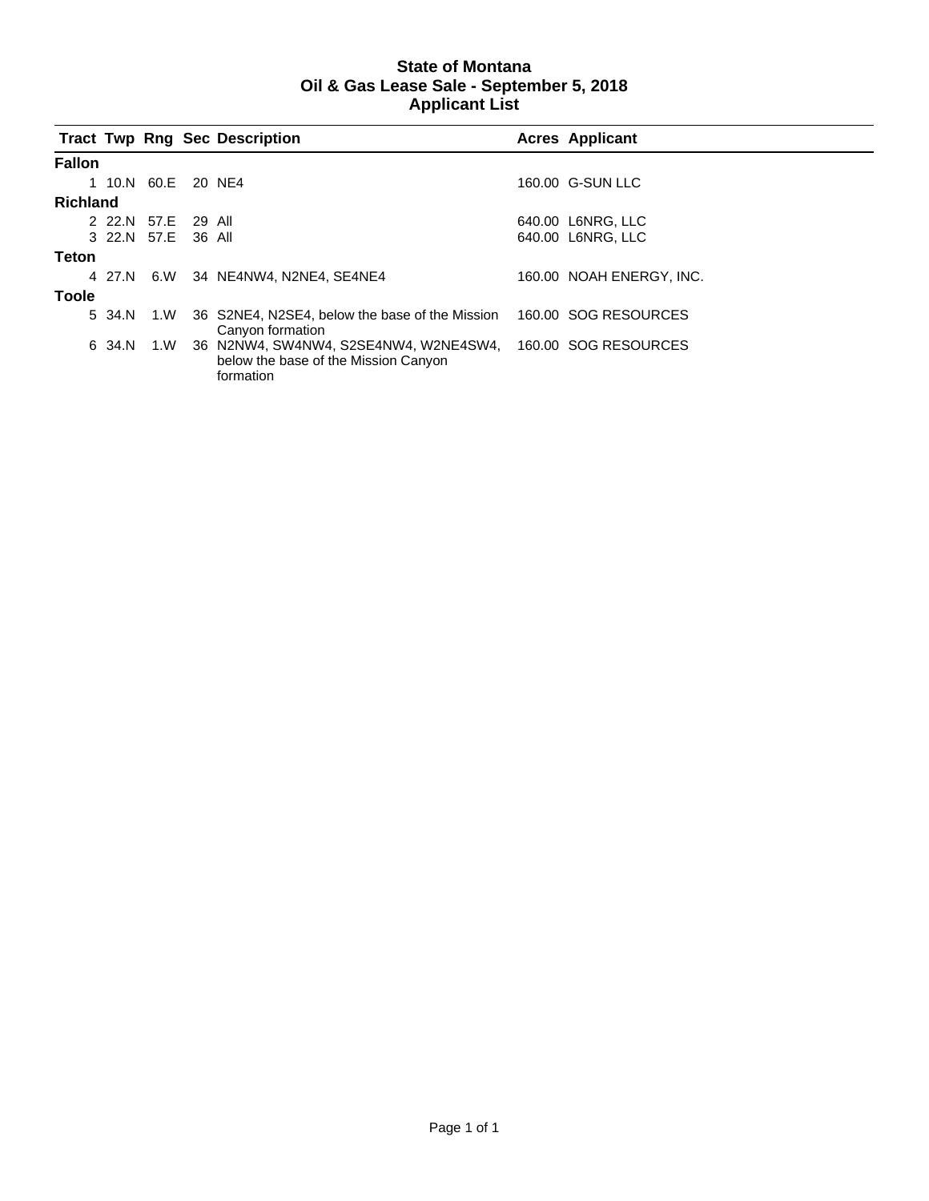# State of Montana
## Oil & Gas Lease Sale - September 5, 2018
## Applicant List

| Tract | Twp | Rng | Sec | Description | Acres | Applicant |
|---|---|---|---|---|---|---|
| **Fallon** | | | | | | |
| 1 | 10.N | 60.E | 20 | NE4 | 160.00 | G-SUN LLC |
| **Richland** | | | | | | |
| 2 | 22.N | 57.E | 29 | All | 640.00 | L6NRG, LLC |
| 3 | 22.N | 57.E | 36 | All | 640.00 | L6NRG, LLC |
| **Teton** | | | | | | |
| 4 | 27.N | 6.W | 34 | NE4NW4, N2NE4, SE4NE4 | 160.00 | NOAH ENERGY, INC. |
| **Toole** | | | | | | |
| 5 | 34.N | 1.W | 36 | S2NE4, N2SE4, below the base of the Mission Canyon formation | 160.00 | SOG RESOURCES |
| 6 | 34.N | 1.W | 36 | N2NW4, SW4NW4, S2SE4NW4, W2NE4SW4, below the base of the Mission Canyon formation | 160.00 | SOG RESOURCES |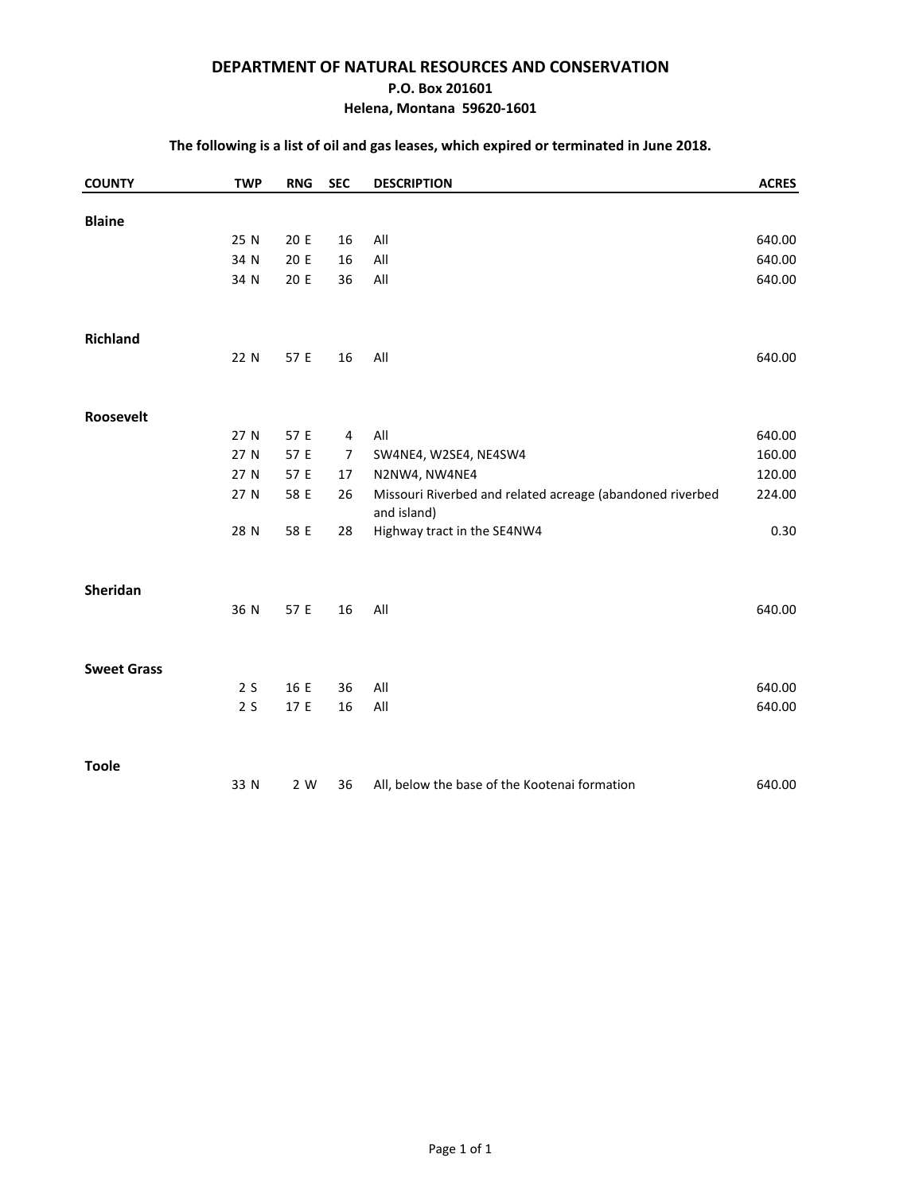# DEPARTMENT OF NATURAL RESOURCES AND CONSERVATION

**P.O. Box 201601**

**Helena, Montana 59620-1601**

**The following is a list of oil and gas leases, which expired or terminated in June 2018.**

| COUNTY | TWP | RNG | SEC | DESCRIPTION | ACRES |
|---|---|---|---|---|---|
| **Blaine** | | | | | |
| | 25 N | 20 E | 16 | All | 640.00 |
| | 34 N | 20 E | 16 | All | 640.00 |
| | 34 N | 20 E | 36 | All | 640.00 |
| **Richland** | | | | | |
| | 22 N | 57 E | 16 | All | 640.00 |
| **Roosevelt** | | | | | |
| | 27 N | 57 E | 4 | All | 640.00 |
| | 27 N | 57 E | 7 | SW4NE4, W2SE4, NE4SW4 | 160.00 |
| | 27 N | 57 E | 17 | N2NW4, NW4NE4 | 120.00 |
| | 27 N | 58 E | 26 | Missouri Riverbed and related acreage (abandoned riverbed and island) | 224.00 |
| | 28 N | 58 E | 28 | Highway tract in the SE4NW4 | 0.30 |
| **Sheridan** | | | | | |
| | 36 N | 57 E | 16 | All | 640.00 |
| **Sweet Grass** | | | | | |
| | 2 S | 16 E | 36 | All | 640.00 |
| | 2 S | 17 E | 16 | All | 640.00 |
| **Toole** | | | | | |
| | 33 N | 2 W | 36 | All, below the base of the Kootenai formation | 640.00 |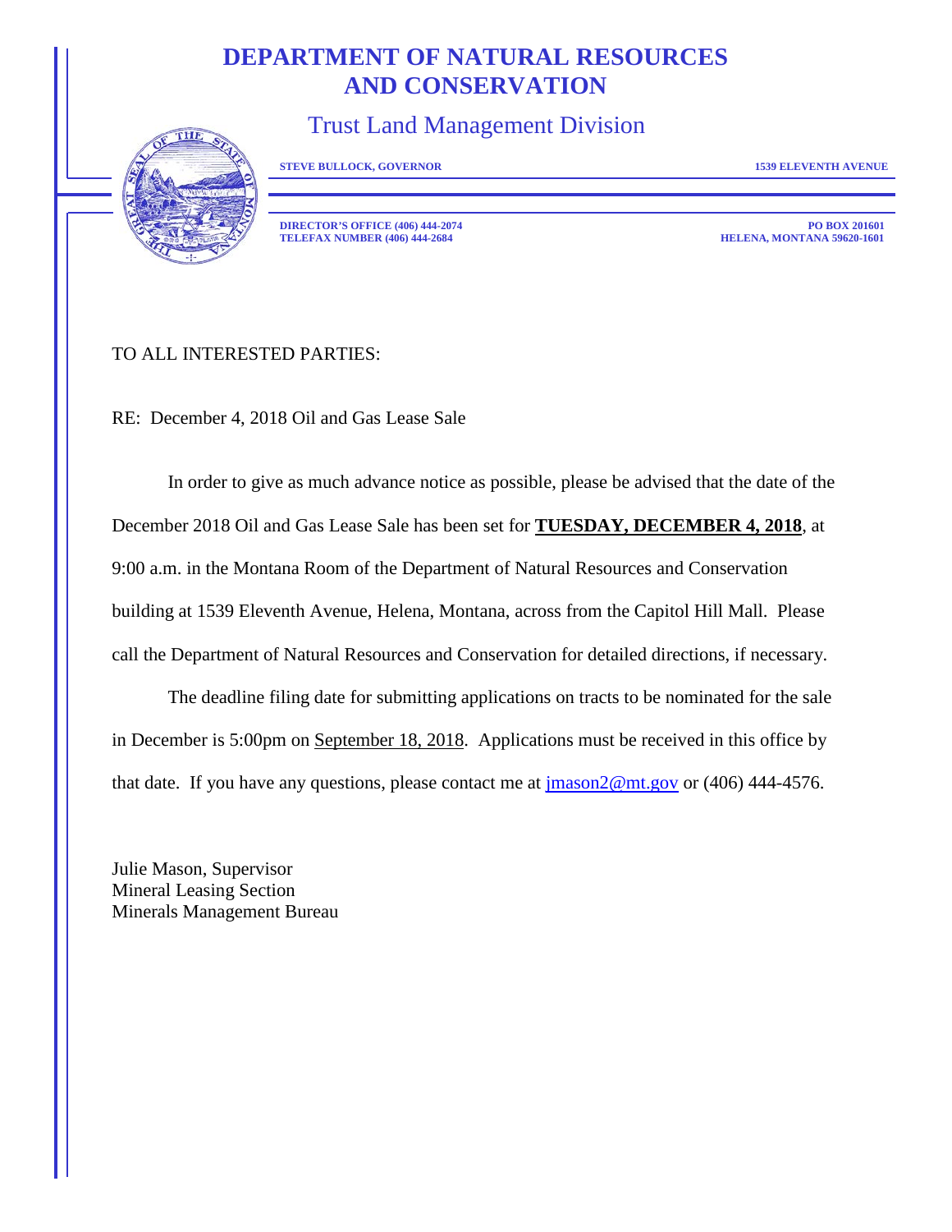# DEPARTMENT OF NATURAL RESOURCES AND CONSERVATION

## Trust Land Management Division

**STEVE BULLOCK, GOVERNOR** | **1539 ELEVENTH AVENUE**

**DIRECTOR'S OFFICE (406) 444-2074**
**TELEFAX NUMBER (406) 444-2684**

**PO BOX 201601**
**HELENA, MONTANA 59620-1601**

TO ALL INTERESTED PARTIES:

RE: December 4, 2018 Oil and Gas Lease Sale

In order to give as much advance notice as possible, please be advised that the date of the December 2018 Oil and Gas Lease Sale has been set for **TUESDAY, DECEMBER 4, 2018**, at 9:00 a.m. in the Montana Room of the Department of Natural Resources and Conservation building at 1539 Eleventh Avenue, Helena, Montana, across from the Capitol Hill Mall. Please call the Department of Natural Resources and Conservation for detailed directions, if necessary.

The deadline filing date for submitting applications on tracts to be nominated for the sale in December is 5:00pm on September 18, 2018. Applications must be received in this office by that date. If you have any questions, please contact me at jmason2@mt.gov or (406) 444-4576.

Julie Mason, Supervisor
Mineral Leasing Section
Minerals Management Bureau